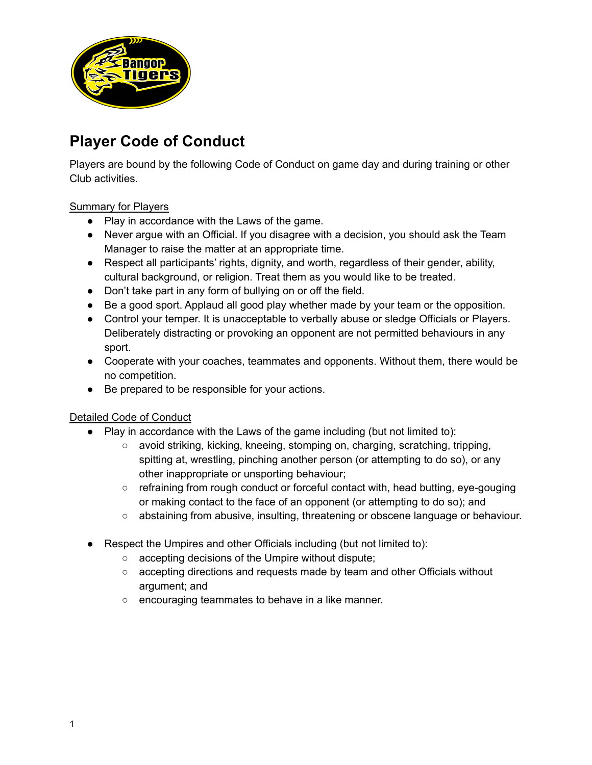# Player Code of Conduct

Players are bound by the following Code of Conduct on game day and during training or other Club activities.

Summary for Players

- Play in accordance with the Laws of the game.
- Never argue with an Official. If you disagree with a decision, you should ask the Team Manager to raise the matter at an appropriate time.
- Respect all participants' rights, dignity, and worth, regardless of their gender, ability, cultural background, or religion. Treat them as you would like to be treated.
- Don't take part in any form of bullying on or off the field.
- Be a good sport. Applaud all good play whether made by your team or the opposition.
- Control your temper. It is unacceptable to verbally abuse or sledge Officials or Players. Deliberately distracting or provoking an opponent are not permitted behaviours in any sport.
- Cooperate with your coaches, teammates and opponents. Without them, there would be no competition.
- Be prepared to be responsible for your actions.

Detailed Code of Conduct

- Play in accordance with the Laws of the game including (but not limited to):
  - avoid striking, kicking, kneeing, stomping on, charging, scratching, tripping, spitting at, wrestling, pinching another person (or attempting to do so), or any other inappropriate or unsporting behaviour;
  - refraining from rough conduct or forceful contact with, head butting, eye-gouging or making contact to the face of an opponent (or attempting to do so); and
  - abstaining from abusive, insulting, threatening or obscene language or behaviour.

- Respect the Umpires and other Officials including (but not limited to):
  - accepting decisions of the Umpire without dispute;
  - accepting directions and requests made by team and other Officials without argument; and
  - encouraging teammates to behave in a like manner.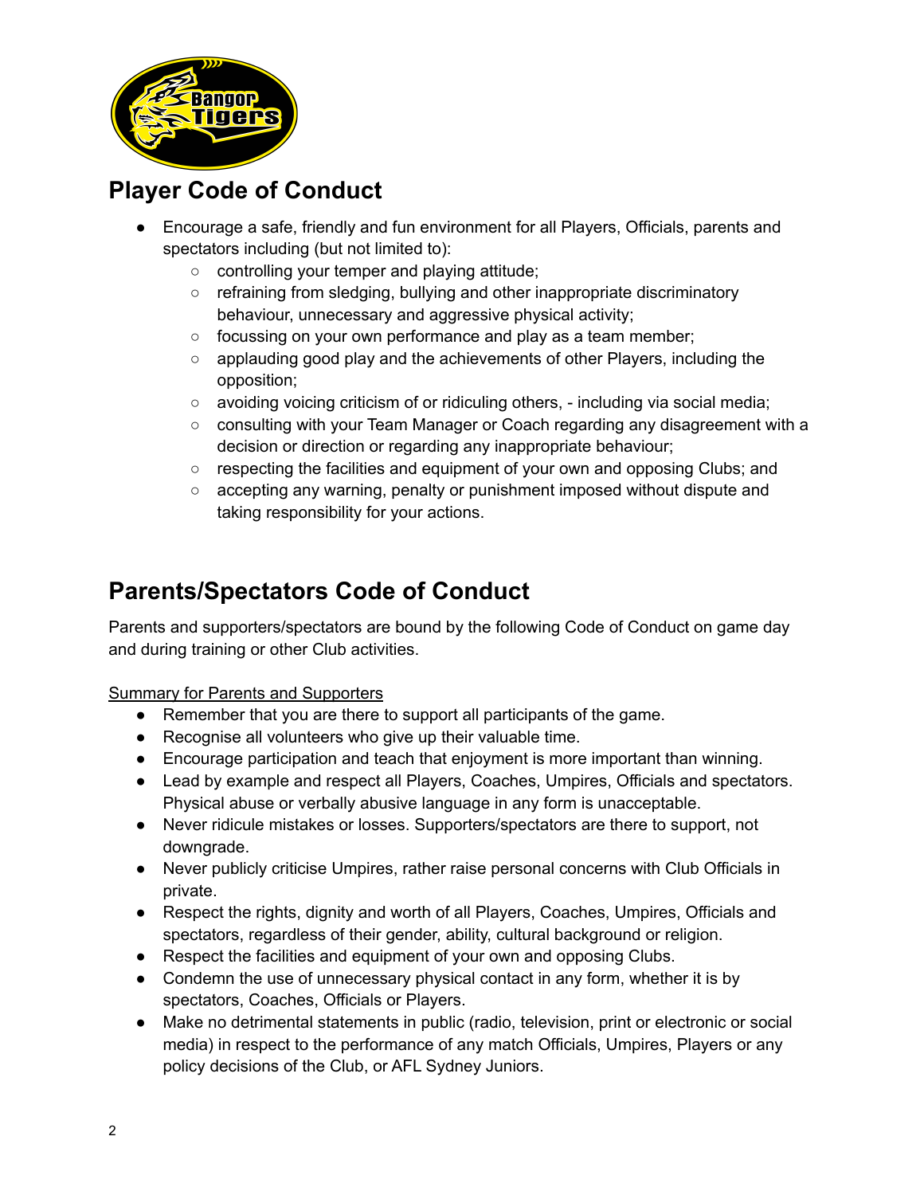## Player Code of Conduct

- Encourage a safe, friendly and fun environment for all Players, Officials, parents and spectators including (but not limited to):
  - controlling your temper and playing attitude;
  - refraining from sledging, bullying and other inappropriate discriminatory behaviour, unnecessary and aggressive physical activity;
  - focussing on your own performance and play as a team member;
  - applauding good play and the achievements of other Players, including the opposition;
  - avoiding voicing criticism of or ridiculing others, - including via social media;
  - consulting with your Team Manager or Coach regarding any disagreement with a decision or direction or regarding any inappropriate behaviour;
  - respecting the facilities and equipment of your own and opposing Clubs; and
  - accepting any warning, penalty or punishment imposed without dispute and taking responsibility for your actions.

## Parents/Spectators Code of Conduct

Parents and supporters/spectators are bound by the following Code of Conduct on game day and during training or other Club activities.

<u>Summary for Parents and Supporters</u>

- Remember that you are there to support all participants of the game.
- Recognise all volunteers who give up their valuable time.
- Encourage participation and teach that enjoyment is more important than winning.
- Lead by example and respect all Players, Coaches, Umpires, Officials and spectators. Physical abuse or verbally abusive language in any form is unacceptable.
- Never ridicule mistakes or losses. Supporters/spectators are there to support, not downgrade.
- Never publicly criticise Umpires, rather raise personal concerns with Club Officials in private.
- Respect the rights, dignity and worth of all Players, Coaches, Umpires, Officials and spectators, regardless of their gender, ability, cultural background or religion.
- Respect the facilities and equipment of your own and opposing Clubs.
- Condemn the use of unnecessary physical contact in any form, whether it is by spectators, Coaches, Officials or Players.
- Make no detrimental statements in public (radio, television, print or electronic or social media) in respect to the performance of any match Officials, Umpires, Players or any policy decisions of the Club, or AFL Sydney Juniors.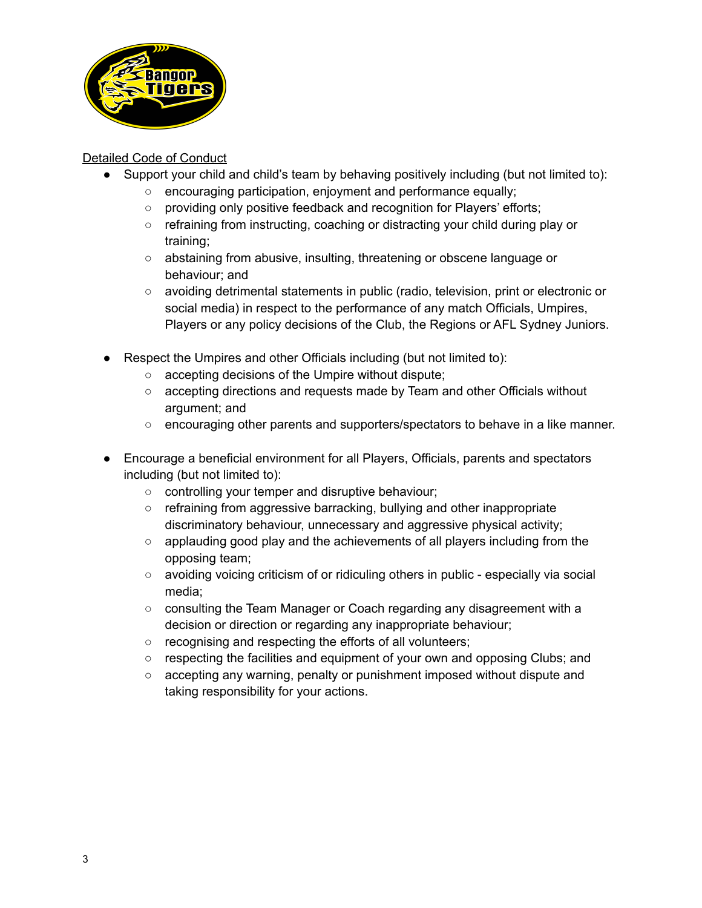Detailed Code of Conduct

- Support your child and child's team by behaving positively including (but not limited to):
  - encouraging participation, enjoyment and performance equally;
  - providing only positive feedback and recognition for Players' efforts;
  - refraining from instructing, coaching or distracting your child during play or training;
  - abstaining from abusive, insulting, threatening or obscene language or behaviour; and
  - avoiding detrimental statements in public (radio, television, print or electronic or social media) in respect to the performance of any match Officials, Umpires, Players or any policy decisions of the Club, the Regions or AFL Sydney Juniors.

- Respect the Umpires and other Officials including (but not limited to):
  - accepting decisions of the Umpire without dispute;
  - accepting directions and requests made by Team and other Officials without argument; and
  - encouraging other parents and supporters/spectators to behave in a like manner.

- Encourage a beneficial environment for all Players, Officials, parents and spectators including (but not limited to):
  - controlling your temper and disruptive behaviour;
  - refraining from aggressive barracking, bullying and other inappropriate discriminatory behaviour, unnecessary and aggressive physical activity;
  - applauding good play and the achievements of all players including from the opposing team;
  - avoiding voicing criticism of or ridiculing others in public - especially via social media;
  - consulting the Team Manager or Coach regarding any disagreement with a decision or direction or regarding any inappropriate behaviour;
  - recognising and respecting the efforts of all volunteers;
  - respecting the facilities and equipment of your own and opposing Clubs; and
  - accepting any warning, penalty or punishment imposed without dispute and taking responsibility for your actions.